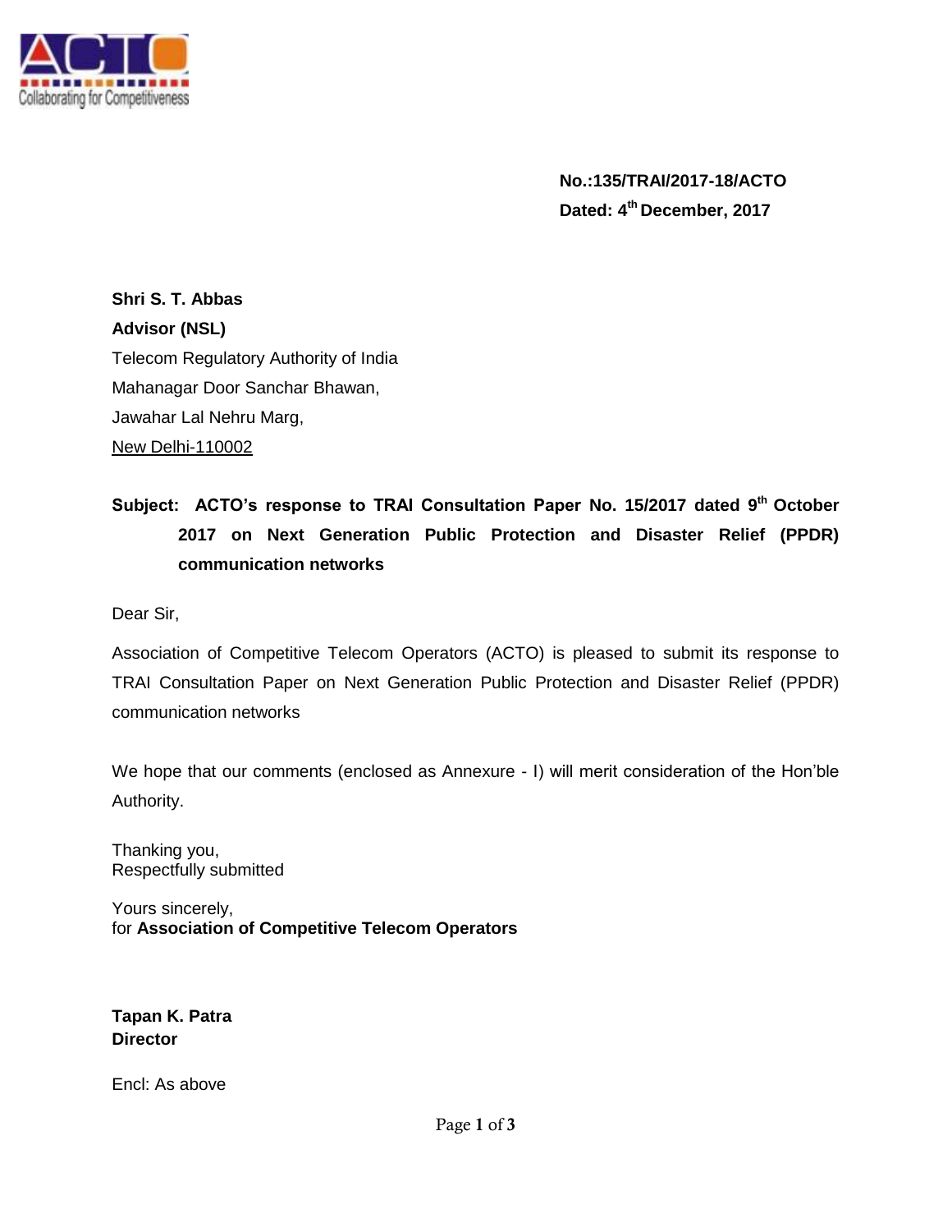**No.:135/TRAI/2017-18/ACTO**
**Dated: 4th December, 2017**

**Shri S. T. Abbas**
**Advisor (NSL)**
Telecom Regulatory Authority of India
Mahanagar Door Sanchar Bhawan,
Jawahar Lal Nehru Marg,
New Delhi-110002

**Subject: ACTO's response to TRAI Consultation Paper No. 15/2017 dated 9th October 2017 on Next Generation Public Protection and Disaster Relief (PPDR) communication networks**

Dear Sir,

Association of Competitive Telecom Operators (ACTO) is pleased to submit its response to TRAI Consultation Paper on Next Generation Public Protection and Disaster Relief (PPDR) communication networks

We hope that our comments (enclosed as Annexure - I) will merit consideration of the Hon'ble Authority.

Thanking you,
Respectfully submitted

Yours sincerely,
for **Association of Competitive Telecom Operators**

**Tapan K. Patra**
**Director**

Encl: As above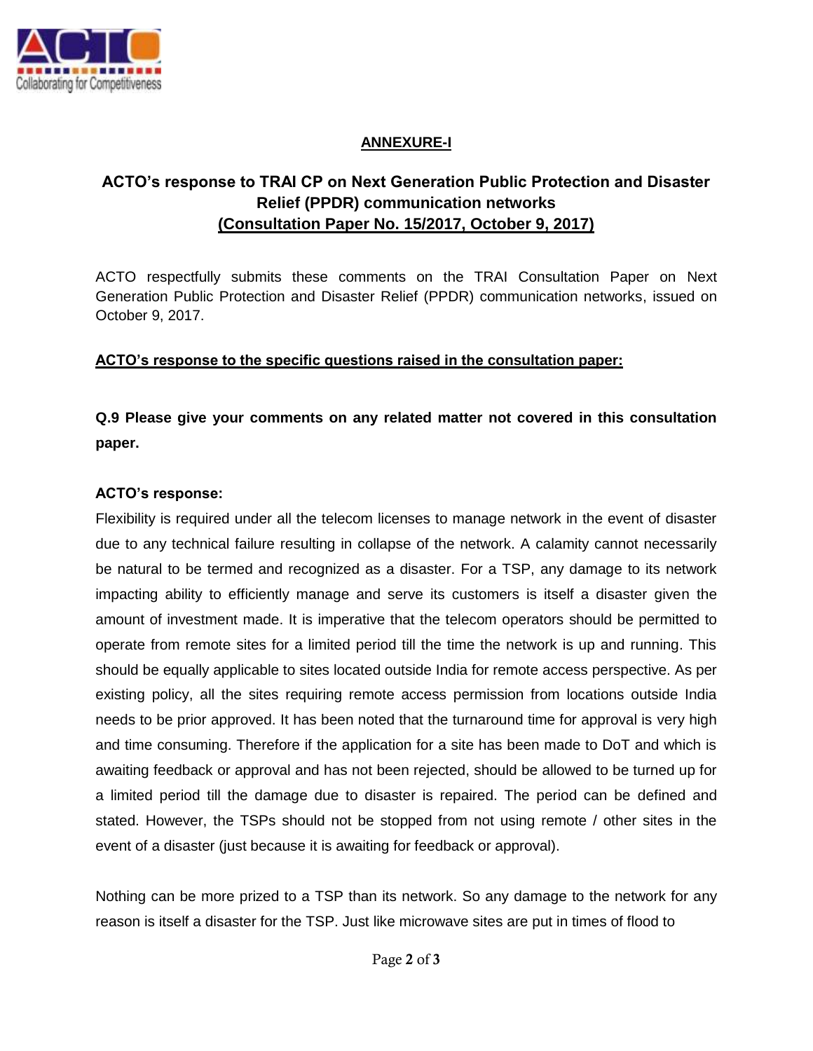ACTO
Collaborating for Competitiveness

**ANNEXURE-I**

## ACTO's response to TRAI CP on Next Generation Public Protection and Disaster Relief (PPDR) communication networks

**(Consultation Paper No. 15/2017, October 9, 2017)**

ACTO respectfully submits these comments on the TRAI Consultation Paper on Next Generation Public Protection and Disaster Relief (PPDR) communication networks, issued on October 9, 2017.

**ACTO's response to the specific questions raised in the consultation paper:**

**Q.9 Please give your comments on any related matter not covered in this consultation paper.**

**ACTO's response:**

Flexibility is required under all the telecom licenses to manage network in the event of disaster due to any technical failure resulting in collapse of the network. A calamity cannot necessarily be natural to be termed and recognized as a disaster. For a TSP, any damage to its network impacting ability to efficiently manage and serve its customers is itself a disaster given the amount of investment made. It is imperative that the telecom operators should be permitted to operate from remote sites for a limited period till the time the network is up and running. This should be equally applicable to sites located outside India for remote access perspective. As per existing policy, all the sites requiring remote access permission from locations outside India needs to be prior approved. It has been noted that the turnaround time for approval is very high and time consuming. Therefore if the application for a site has been made to DoT and which is awaiting feedback or approval and has not been rejected, should be allowed to be turned up for a limited period till the damage due to disaster is repaired. The period can be defined and stated. However, the TSPs should not be stopped from not using remote / other sites in the event of a disaster (just because it is awaiting for feedback or approval).

Nothing can be more prized to a TSP than its network. So any damage to the network for any reason is itself a disaster for the TSP. Just like microwave sites are put in times of flood to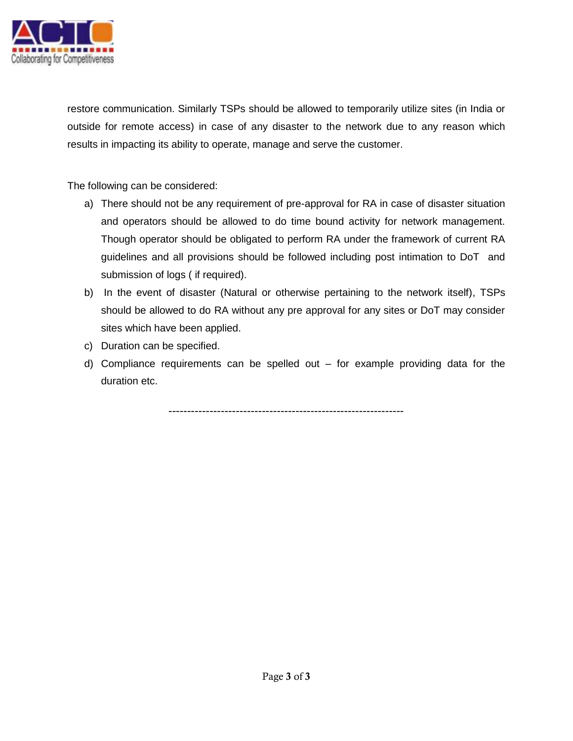restore communication. Similarly TSPs should be allowed to temporarily utilize sites (in India or outside for remote access) in case of any disaster to the network due to any reason which results in impacting its ability to operate, manage and serve the customer.

The following can be considered:

a) There should not be any requirement of pre-approval for RA in case of disaster situation and operators should be allowed to do time bound activity for network management. Though operator should be obligated to perform RA under the framework of current RA guidelines and all provisions should be followed including post intimation to DoT and submission of logs ( if required).
b) In the event of disaster (Natural or otherwise pertaining to the network itself), TSPs should be allowed to do RA without any pre approval for any sites or DoT may consider sites which have been applied.
c) Duration can be specified.
d) Compliance requirements can be spelled out – for example providing data for the duration etc.

---------------------------------------------------------------